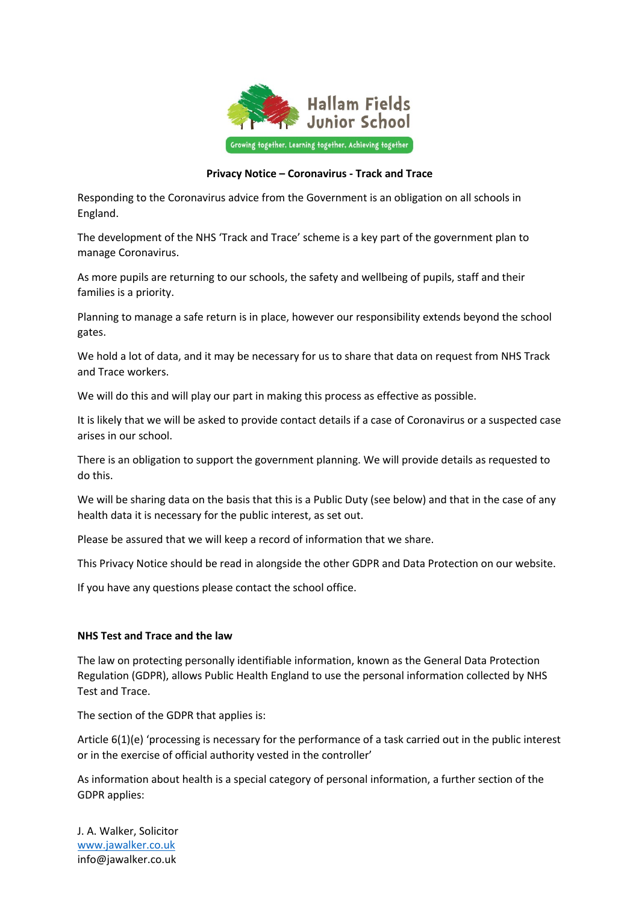Hallam Fields Junior School

Growing together, Learning together, Achieving together

**Privacy Notice – Coronavirus - Track and Trace**

Responding to the Coronavirus advice from the Government is an obligation on all schools in England.

The development of the NHS 'Track and Trace' scheme is a key part of the government plan to manage Coronavirus.

As more pupils are returning to our schools, the safety and wellbeing of pupils, staff and their families is a priority.

Planning to manage a safe return is in place, however our responsibility extends beyond the school gates.

We hold a lot of data, and it may be necessary for us to share that data on request from NHS Track and Trace workers.

We will do this and will play our part in making this process as effective as possible.

It is likely that we will be asked to provide contact details if a case of Coronavirus or a suspected case arises in our school.

There is an obligation to support the government planning. We will provide details as requested to do this.

We will be sharing data on the basis that this is a Public Duty (see below) and that in the case of any health data it is necessary for the public interest, as set out.

Please be assured that we will keep a record of information that we share.

This Privacy Notice should be read in alongside the other GDPR and Data Protection on our website.

If you have any questions please contact the school office.

**NHS Test and Trace and the law**

The law on protecting personally identifiable information, known as the General Data Protection Regulation (GDPR), allows Public Health England to use the personal information collected by NHS Test and Trace.

The section of the GDPR that applies is:

Article 6(1)(e) 'processing is necessary for the performance of a task carried out in the public interest or in the exercise of official authority vested in the controller'

As information about health is a special category of personal information, a further section of the GDPR applies:

J. A. Walker, Solicitor
www.jawalker.co.uk
info@jawalker.co.uk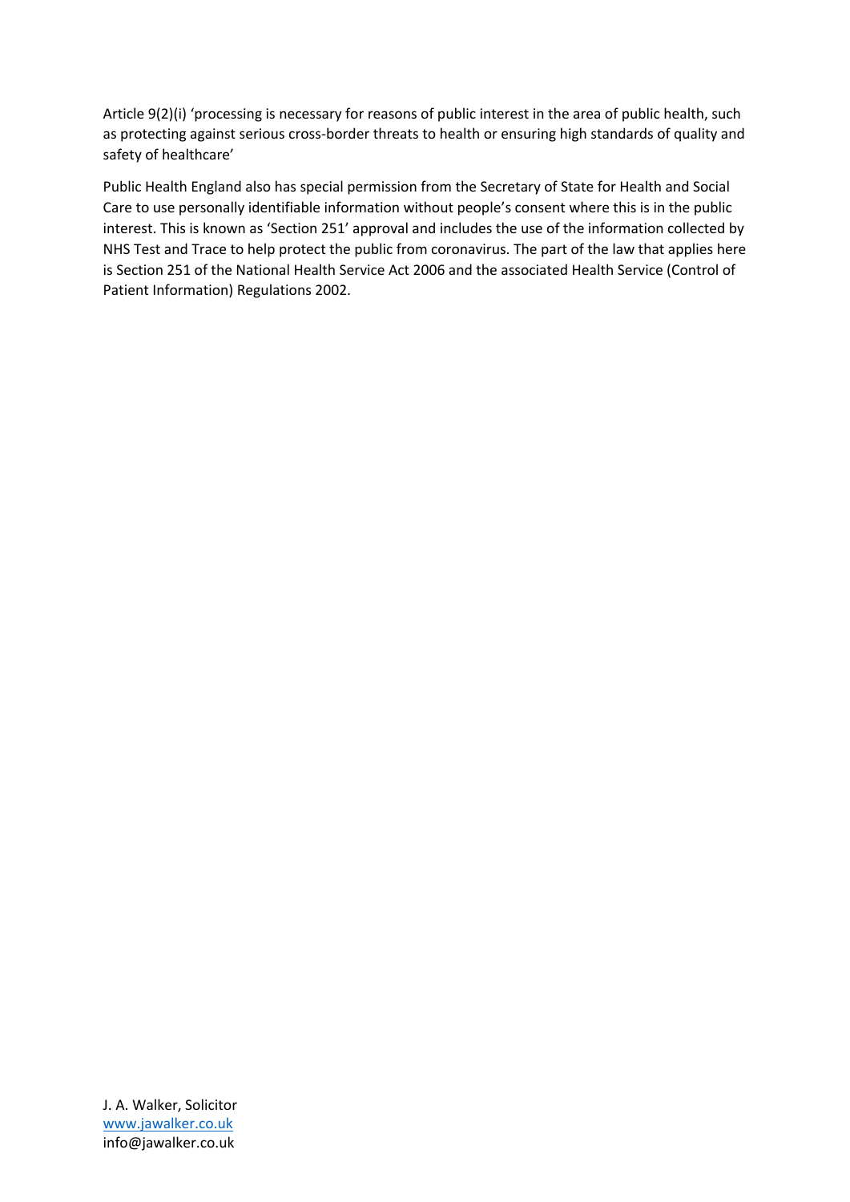Article 9(2)(i) 'processing is necessary for reasons of public interest in the area of public health, such as protecting against serious cross-border threats to health or ensuring high standards of quality and safety of healthcare'

Public Health England also has special permission from the Secretary of State for Health and Social Care to use personally identifiable information without people's consent where this is in the public interest. This is known as 'Section 251' approval and includes the use of the information collected by NHS Test and Trace to help protect the public from coronavirus. The part of the law that applies here is Section 251 of the National Health Service Act 2006 and the associated Health Service (Control of Patient Information) Regulations 2002.

J. A. Walker, Solicitor
[www.jawalker.co.uk](http://www.jawalker.co.uk)
info@jawalker.co.uk